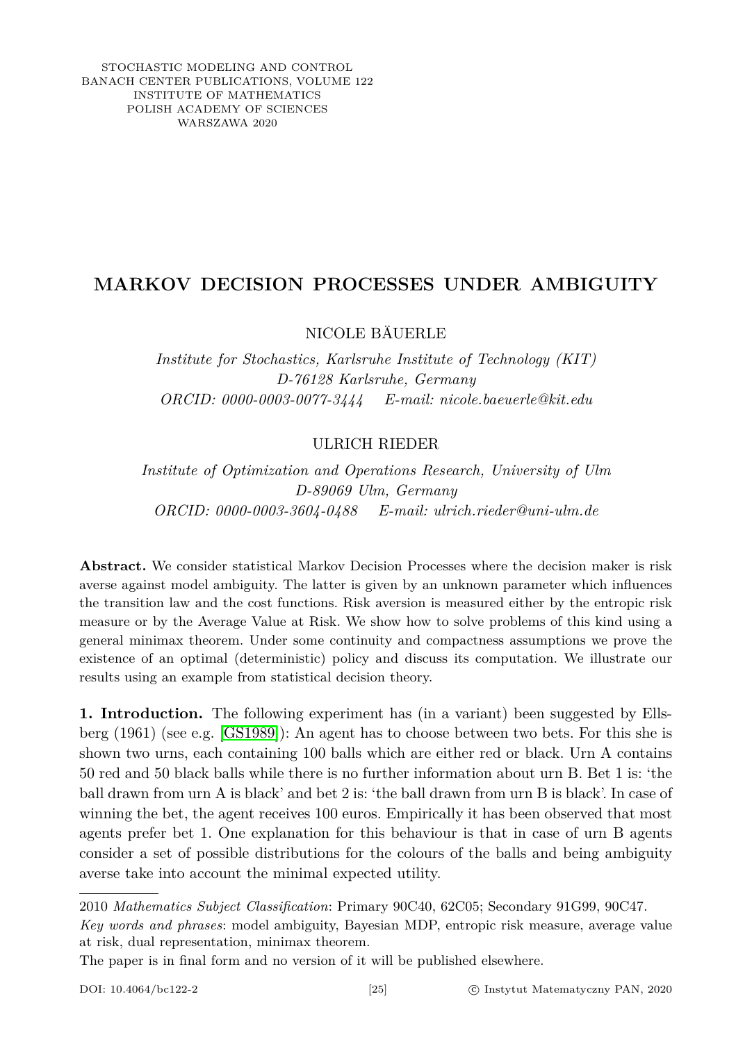STOCHASTIC MODELING AND CONTROL
BANACH CENTER PUBLICATIONS, VOLUME 122
INSTITUTE OF MATHEMATICS
POLISH ACADEMY OF SCIENCES
WARSZAWA 2020

# MARKOV DECISION PROCESSES UNDER AMBIGUITY

NICOLE BÄUERLE

*Institute for Stochastics, Karlsruhe Institute of Technology (KIT)*
*D-76128 Karlsruhe, Germany*
*ORCID: 0000-0003-0077-3444 E-mail: nicole.baeuerle@kit.edu*

ULRICH RIEDER

*Institute of Optimization and Operations Research, University of Ulm*
*D-89069 Ulm, Germany*
*ORCID: 0000-0003-3604-0488 E-mail: ulrich.rieder@uni-ulm.de*

**Abstract.** We consider statistical Markov Decision Processes where the decision maker is risk averse against model ambiguity. The latter is given by an unknown parameter which influences the transition law and the cost functions. Risk aversion is measured either by the entropic risk measure or by the Average Value at Risk. We show how to solve problems of this kind using a general minimax theorem. Under some continuity and compactness assumptions we prove the existence of an optimal (deterministic) policy and discuss its computation. We illustrate our results using an example from statistical decision theory.

**1. Introduction.** The following experiment has (in a variant) been suggested by Ellsberg (1961) (see e.g. [GS1989]): An agent has to choose between two bets. For this she is shown two urns, each containing 100 balls which are either red or black. Urn A contains 50 red and 50 black balls while there is no further information about urn B. Bet 1 is: 'the ball drawn from urn A is black' and bet 2 is: 'the ball drawn from urn B is black'. In case of winning the bet, the agent receives 100 euros. Empirically it has been observed that most agents prefer bet 1. One explanation for this behaviour is that in case of urn B agents consider a set of possible distributions for the colours of the balls and being ambiguity averse take into account the minimal expected utility.

---

2010 *Mathematics Subject Classification*: Primary 90C40, 62C05; Secondary 91G99, 90C47.

*Key words and phrases*: model ambiguity, Bayesian MDP, entropic risk measure, average value at risk, dual representation, minimax theorem.

The paper is in final form and no version of it will be published elsewhere.

DOI: 10.4064/bc122-2 © Instytut Matematyczny PAN, 2020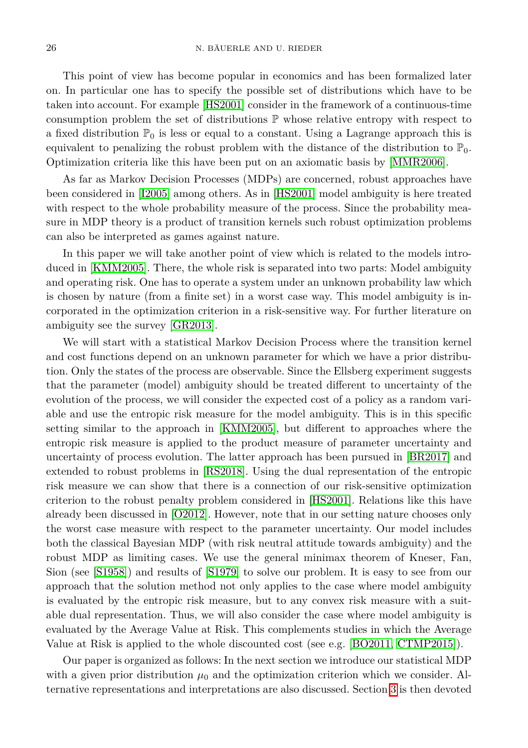This point of view has become popular in economics and has been formalized later on. In particular one has to specify the possible set of distributions which have to be taken into account. For example [HS2001] consider in the framework of a continuous-time consumption problem the set of distributions $\mathbb{P}$ whose relative entropy with respect to a fixed distribution $\mathbb{P}_0$ is less or equal to a constant. Using a Lagrange approach this is equivalent to penalizing the robust problem with the distance of the distribution to $\mathbb{P}_0$. Optimization criteria like this have been put on an axiomatic basis by [MMR2006].

As far as Markov Decision Processes (MDPs) are concerned, robust approaches have been considered in [I2005] among others. As in [HS2001] model ambiguity is here treated with respect to the whole probability measure of the process. Since the probability measure in MDP theory is a product of transition kernels such robust optimization problems can also be interpreted as games against nature.

In this paper we will take another point of view which is related to the models introduced in [KMM2005]. There, the whole risk is separated into two parts: Model ambiguity and operating risk. One has to operate a system under an unknown probability law which is chosen by nature (from a finite set) in a worst case way. This model ambiguity is incorporated in the optimization criterion in a risk-sensitive way. For further literature on ambiguity see the survey [GR2013].

We will start with a statistical Markov Decision Process where the transition kernel and cost functions depend on an unknown parameter for which we have a prior distribution. Only the states of the process are observable. Since the Ellsberg experiment suggests that the parameter (model) ambiguity should be treated different to uncertainty of the evolution of the process, we will consider the expected cost of a policy as a random variable and use the entropic risk measure for the model ambiguity. This is in this specific setting similar to the approach in [KMM2005], but different to approaches where the entropic risk measure is applied to the product measure of parameter uncertainty and uncertainty of process evolution. The latter approach has been pursued in [BR2017] and extended to robust problems in [RS2018]. Using the dual representation of the entropic risk measure we can show that there is a connection of our risk-sensitive optimization criterion to the robust penalty problem considered in [HS2001]. Relations like this have already been discussed in [O2012]. However, note that in our setting nature chooses only the worst case measure with respect to the parameter uncertainty. Our model includes both the classical Bayesian MDP (with risk neutral attitude towards ambiguity) and the robust MDP as limiting cases. We use the general minimax theorem of Kneser, Fan, Sion (see [S1958]) and results of [S1979] to solve our problem. It is easy to see from our approach that the solution method not only applies to the case where model ambiguity is evaluated by the entropic risk measure, but to any convex risk measure with a suitable dual representation. Thus, we will also consider the case where model ambiguity is evaluated by the Average Value at Risk. This complements studies in which the Average Value at Risk is applied to the whole discounted cost (see e.g. [BO2011, CTMP2015]).

Our paper is organized as follows: In the next section we introduce our statistical MDP with a given prior distribution $\mu_0$ and the optimization criterion which we consider. Alternative representations and interpretations are also discussed. Section 3 is then devoted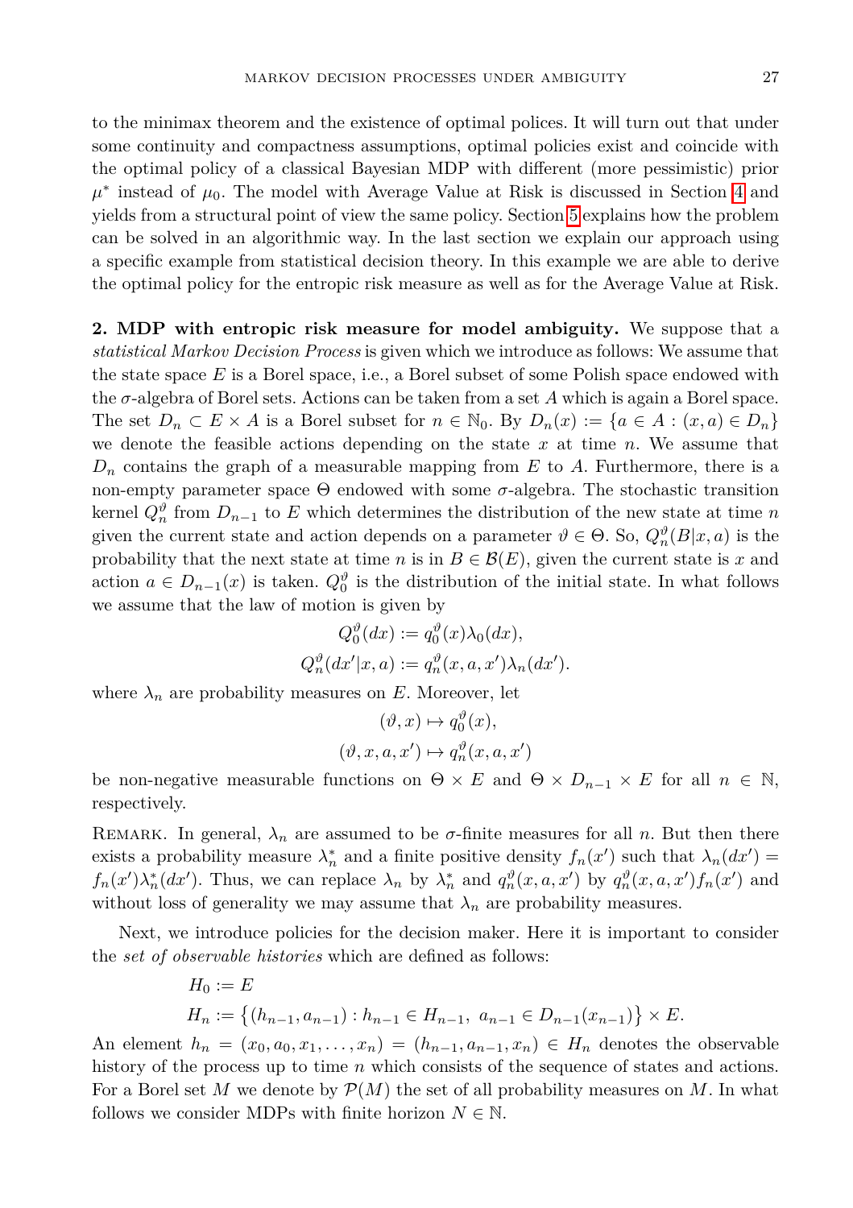to the minimax theorem and the existence of optimal polices. It will turn out that under some continuity and compactness assumptions, optimal policies exist and coincide with the optimal policy of a classical Bayesian MDP with different (more pessimistic) prior $\mu^*$ instead of $\mu_0$. The model with Average Value at Risk is discussed in Section 4 and yields from a structural point of view the same policy. Section 5 explains how the problem can be solved in an algorithmic way. In the last section we explain our approach using a specific example from statistical decision theory. In this example we are able to derive the optimal policy for the entropic risk measure as well as for the Average Value at Risk.

**2. MDP with entropic risk measure for model ambiguity.** We suppose that a *statistical Markov Decision Process* is given which we introduce as follows: We assume that the state space $E$ is a Borel space, i.e., a Borel subset of some Polish space endowed with the $\sigma$-algebra of Borel sets. Actions can be taken from a set $A$ which is again a Borel space. The set $D_n \subset E \times A$ is a Borel subset for $n \in \mathbb{N}_0$. By $D_n(x) := \{a \in A : (x, a) \in D_n\}$ we denote the feasible actions depending on the state $x$ at time $n$. We assume that $D_n$ contains the graph of a measurable mapping from $E$ to $A$. Furthermore, there is a non-empty parameter space $\Theta$ endowed with some $\sigma$-algebra. The stochastic transition kernel $Q_n^\vartheta$ from $D_{n-1}$ to $E$ which determines the distribution of the new state at time $n$ given the current state and action depends on a parameter $\vartheta \in \Theta$. So, $Q_n^\vartheta(B|x, a)$ is the probability that the next state at time $n$ is in $B \in \mathcal{B}(E)$, given the current state is $x$ and action $a \in D_{n-1}(x)$ is taken. $Q_0^\vartheta$ is the distribution of the initial state. In what follows we assume that the law of motion is given by

$$Q_0^\vartheta(dx) := q_0^\vartheta(x)\lambda_0(dx),$$
$$Q_n^\vartheta(dx'|x, a) := q_n^\vartheta(x, a, x')\lambda_n(dx').$$

where $\lambda_n$ are probability measures on $E$. Moreover, let

$$(\vartheta, x) \mapsto q_0^\vartheta(x),$$
$$(\vartheta, x, a, x') \mapsto q_n^\vartheta(x, a, x')$$

be non-negative measurable functions on $\Theta \times E$ and $\Theta \times D_{n-1} \times E$ for all $n \in \mathbb{N}$, respectively.

Remark. In general, $\lambda_n$ are assumed to be $\sigma$-finite measures for all $n$. But then there exists a probability measure $\lambda_n^*$ and a finite positive density $f_n(x')$ such that $\lambda_n(dx') = f_n(x')\lambda_n^*(dx')$. Thus, we can replace $\lambda_n$ by $\lambda_n^*$ and $q_n^\vartheta(x, a, x')$ by $q_n^\vartheta(x, a, x')f_n(x')$ and without loss of generality we may assume that $\lambda_n$ are probability measures.

Next, we introduce policies for the decision maker. Here it is important to consider the *set of observable histories* which are defined as follows:

$$H_0 := E$$
$$H_n := \{(h_{n-1}, a_{n-1}) : h_{n-1} \in H_{n-1},\ a_{n-1} \in D_{n-1}(x_{n-1})\} \times E.$$

An element $h_n = (x_0, a_0, x_1, \ldots, x_n) = (h_{n-1}, a_{n-1}, x_n) \in H_n$ denotes the observable history of the process up to time $n$ which consists of the sequence of states and actions. For a Borel set $M$ we denote by $\mathcal{P}(M)$ the set of all probability measures on $M$. In what follows we consider MDPs with finite horizon $N \in \mathbb{N}$.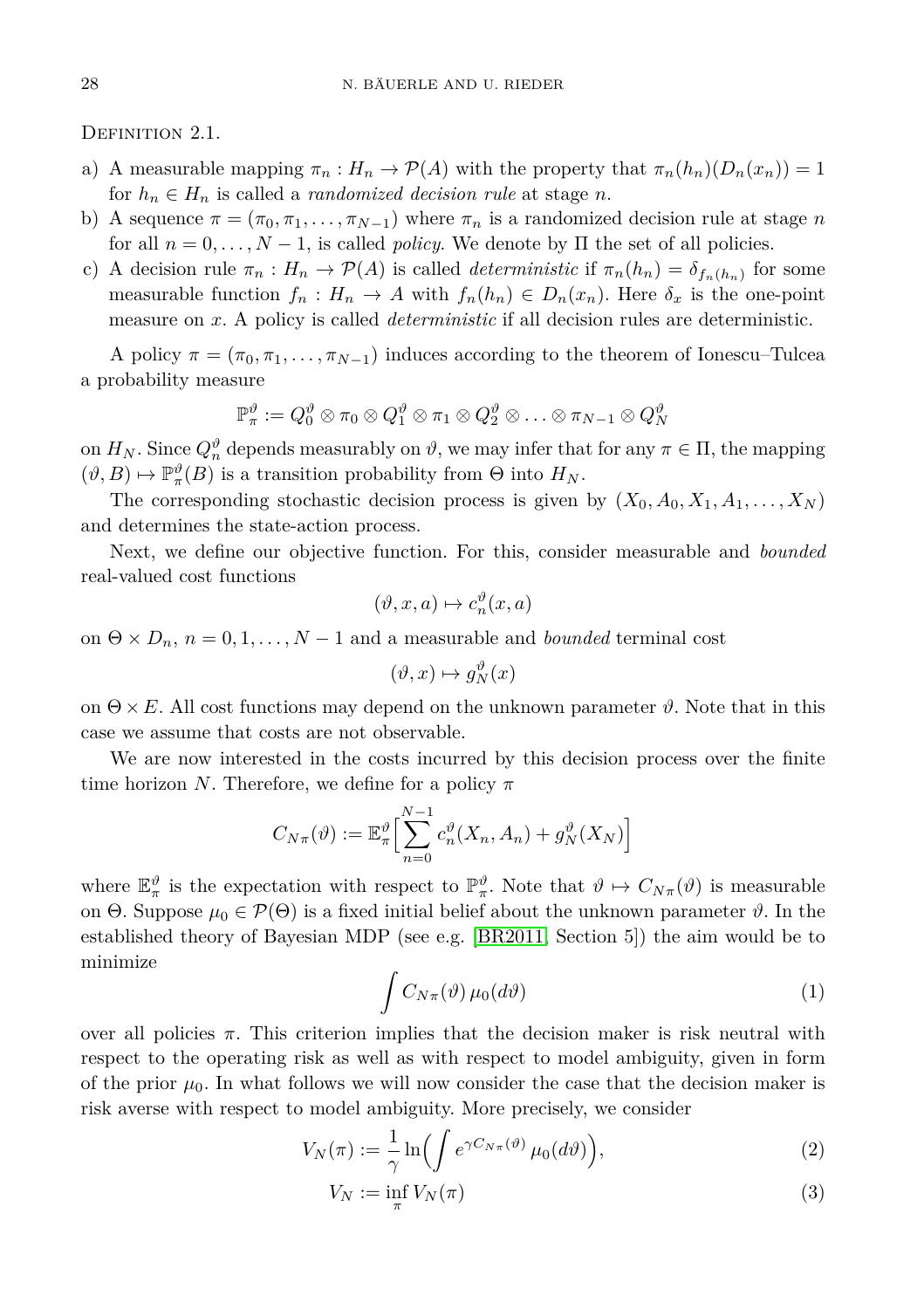Definition 2.1.

a) A measurable mapping $\pi_n : H_n \to \mathcal{P}(A)$ with the property that $\pi_n(h_n)(D_n(x_n)) = 1$ for $h_n \in H_n$ is called a *randomized decision rule* at stage $n$.
b) A sequence $\pi = (\pi_0, \pi_1, \ldots, \pi_{N-1})$ where $\pi_n$ is a randomized decision rule at stage $n$ for all $n = 0, \ldots, N-1$, is called *policy*. We denote by $\Pi$ the set of all policies.
c) A decision rule $\pi_n : H_n \to \mathcal{P}(A)$ is called *deterministic* if $\pi_n(h_n) = \delta_{f_n(h_n)}$ for some measurable function $f_n : H_n \to A$ with $f_n(h_n) \in D_n(x_n)$. Here $\delta_x$ is the one-point measure on $x$. A policy is called *deterministic* if all decision rules are deterministic.

A policy $\pi = (\pi_0, \pi_1, \ldots, \pi_{N-1})$ induces according to the theorem of Ionescu–Tulcea a probability measure

$$\mathbb{P}_\pi^\vartheta := Q_0^\vartheta \otimes \pi_0 \otimes Q_1^\vartheta \otimes \pi_1 \otimes Q_2^\vartheta \otimes \ldots \otimes \pi_{N-1} \otimes Q_N^\vartheta$$

on $H_N$. Since $Q_n^\vartheta$ depends measurably on $\vartheta$, we may infer that for any $\pi \in \Pi$, the mapping $(\vartheta, B) \mapsto \mathbb{P}_\pi^\vartheta(B)$ is a transition probability from $\Theta$ into $H_N$.

The corresponding stochastic decision process is given by $(X_0, A_0, X_1, A_1, \ldots, X_N)$ and determines the state-action process.

Next, we define our objective function. For this, consider measurable and *bounded* real-valued cost functions

$$(\vartheta, x, a) \mapsto c_n^\vartheta(x, a)$$

on $\Theta \times D_n$, $n = 0, 1, \ldots, N-1$ and a measurable and *bounded* terminal cost

$$(\vartheta, x) \mapsto g_N^\vartheta(x)$$

on $\Theta \times E$. All cost functions may depend on the unknown parameter $\vartheta$. Note that in this case we assume that costs are not observable.

We are now interested in the costs incurred by this decision process over the finite time horizon $N$. Therefore, we define for a policy $\pi$

$$C_{N\pi}(\vartheta) := \mathbb{E}_\pi^\vartheta \Big[ \sum_{n=0}^{N-1} c_n^\vartheta(X_n, A_n) + g_N^\vartheta(X_N) \Big]$$

where $\mathbb{E}_\pi^\vartheta$ is the expectation with respect to $\mathbb{P}_\pi^\vartheta$. Note that $\vartheta \mapsto C_{N\pi}(\vartheta)$ is measurable on $\Theta$. Suppose $\mu_0 \in \mathcal{P}(\Theta)$ is a fixed initial belief about the unknown parameter $\vartheta$. In the established theory of Bayesian MDP (see e.g. [BR2011, Section 5]) the aim would be to minimize

$$\int C_{N\pi}(\vartheta)\, \mu_0(d\vartheta) \tag{1}$$

over all policies $\pi$. This criterion implies that the decision maker is risk neutral with respect to the operating risk as well as with respect to model ambiguity, given in form of the prior $\mu_0$. In what follows we will now consider the case that the decision maker is risk averse with respect to model ambiguity. More precisely, we consider

$$V_N(\pi) := \frac{1}{\gamma} \ln \Big( \int e^{\gamma C_{N\pi}(\vartheta)}\, \mu_0(d\vartheta) \Big), \tag{2}$$

$$V_N := \inf_\pi V_N(\pi) \tag{3}$$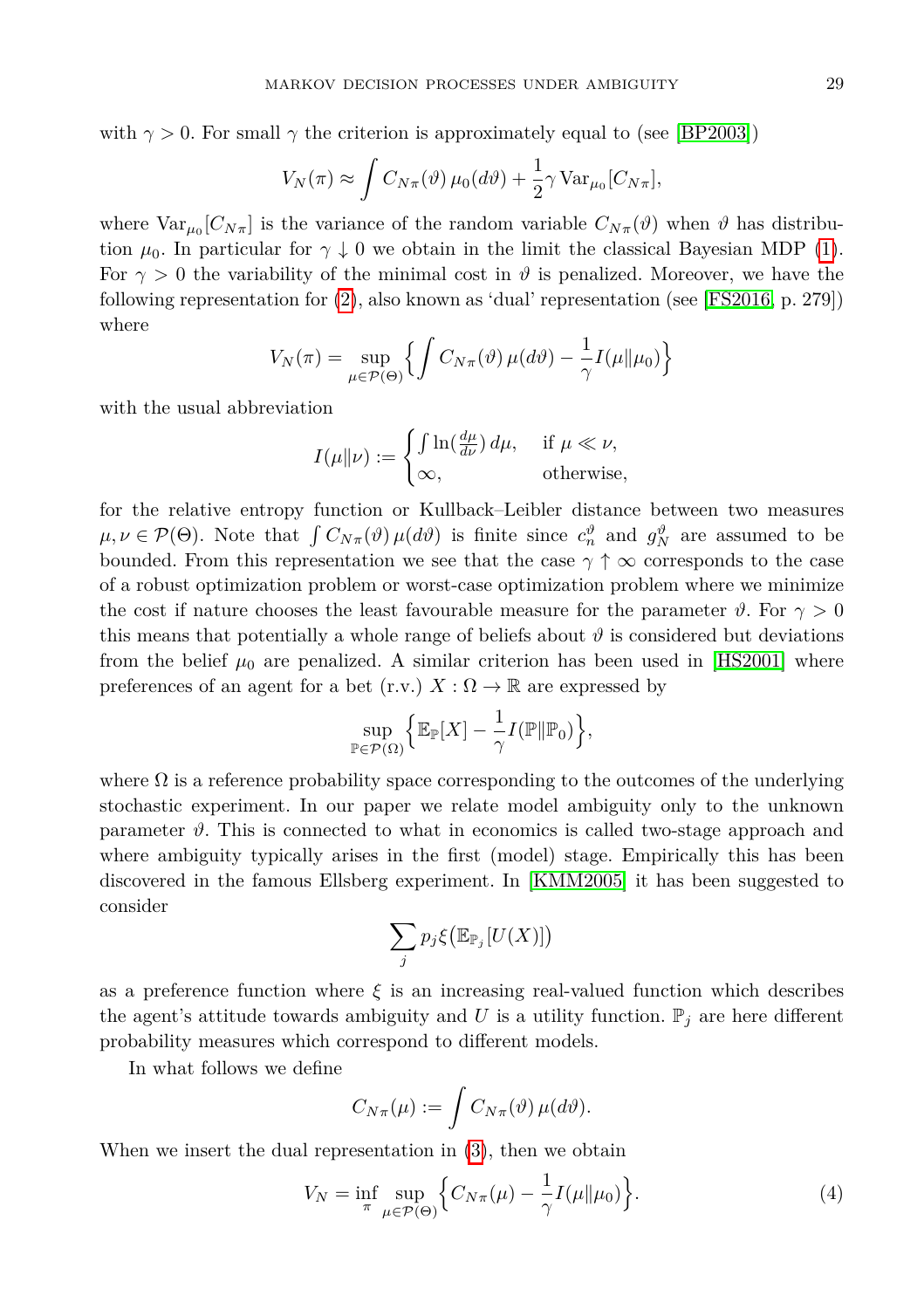with $\gamma > 0$. For small $\gamma$ the criterion is approximately equal to (see [BP2003])

$$V_N(\pi) \approx \int C_{N\pi}(\vartheta)\,\mu_0(d\vartheta) + \frac{1}{2}\gamma\,\mathrm{Var}_{\mu_0}[C_{N\pi}],$$

where $\mathrm{Var}_{\mu_0}[C_{N\pi}]$ is the variance of the random variable $C_{N\pi}(\vartheta)$ when $\vartheta$ has distribution $\mu_0$. In particular for $\gamma \downarrow 0$ we obtain in the limit the classical Bayesian MDP (1). For $\gamma > 0$ the variability of the minimal cost in $\vartheta$ is penalized. Moreover, we have the following representation for (2), also known as 'dual' representation (see [FS2016, p. 279]) where

$$V_N(\pi) = \sup_{\mu \in \mathcal{P}(\Theta)} \Big\{ \int C_{N\pi}(\vartheta)\,\mu(d\vartheta) - \frac{1}{\gamma} I(\mu\|\mu_0) \Big\}$$

with the usual abbreviation

$$I(\mu\|\nu) := \begin{cases} \int \ln\big(\frac{d\mu}{d\nu}\big)\,d\mu, & \text{if } \mu \ll \nu,\\ \infty, & \text{otherwise,} \end{cases}$$

for the relative entropy function or Kullback–Leibler distance between two measures $\mu, \nu \in \mathcal{P}(\Theta)$. Note that $\int C_{N\pi}(\vartheta)\,\mu(d\vartheta)$ is finite since $c_n^\vartheta$ and $g_N^\vartheta$ are assumed to be bounded. From this representation we see that the case $\gamma \uparrow \infty$ corresponds to the case of a robust optimization problem or worst-case optimization problem where we minimize the cost if nature chooses the least favourable measure for the parameter $\vartheta$. For $\gamma > 0$ this means that potentially a whole range of beliefs about $\vartheta$ is considered but deviations from the belief $\mu_0$ are penalized. A similar criterion has been used in [HS2001] where preferences of an agent for a bet (r.v.) $X : \Omega \to \mathbb{R}$ are expressed by

$$\sup_{\mathbb{P} \in \mathcal{P}(\Omega)} \Big\{ \mathbb{E}_{\mathbb{P}}[X] - \frac{1}{\gamma} I(\mathbb{P}\|\mathbb{P}_0) \Big\},$$

where $\Omega$ is a reference probability space corresponding to the outcomes of the underlying stochastic experiment. In our paper we relate model ambiguity only to the unknown parameter $\vartheta$. This is connected to what in economics is called two-stage approach and where ambiguity typically arises in the first (model) stage. Empirically this has been discovered in the famous Ellsberg experiment. In [KMM2005] it has been suggested to consider

$$\sum_j p_j \xi\big(\mathbb{E}_{\mathbb{P}_j}[U(X)]\big)$$

as a preference function where $\xi$ is an increasing real-valued function which describes the agent's attitude towards ambiguity and $U$ is a utility function. $\mathbb{P}_j$ are here different probability measures which correspond to different models.

In what follows we define

$$C_{N\pi}(\mu) := \int C_{N\pi}(\vartheta)\,\mu(d\vartheta).$$

When we insert the dual representation in (3), then we obtain

$$V_N = \inf_{\pi} \sup_{\mu \in \mathcal{P}(\Theta)} \Big\{ C_{N\pi}(\mu) - \frac{1}{\gamma} I(\mu\|\mu_0) \Big\}. \tag{4}$$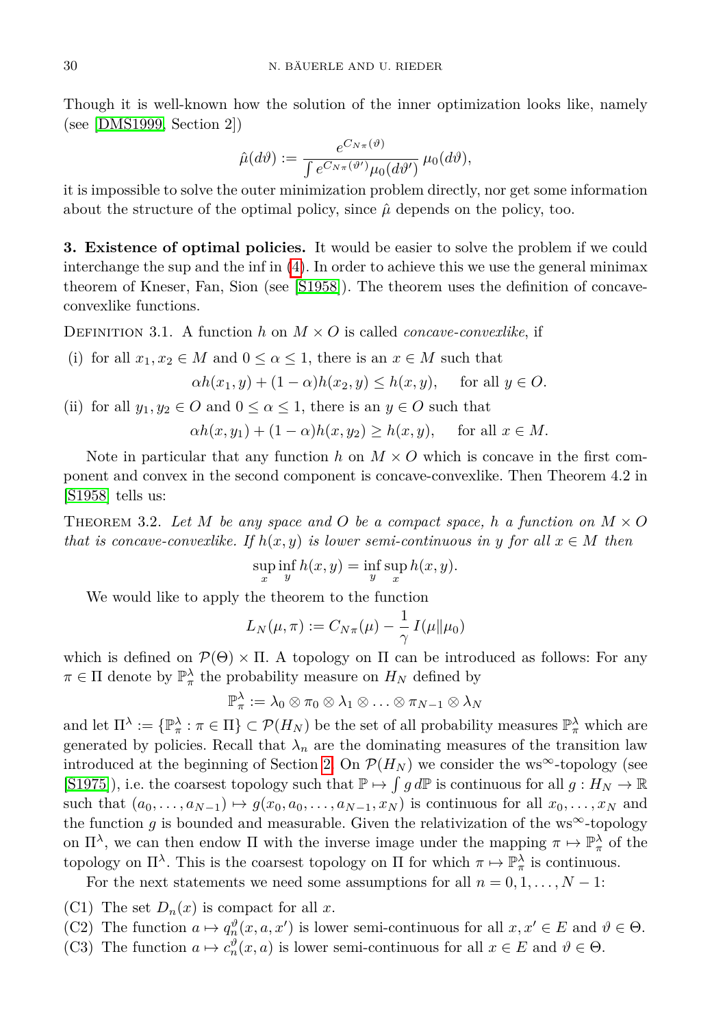Though it is well-known how the solution of the inner optimization looks like, namely (see [DMS1999, Section 2])

$$\hat{\mu}(d\vartheta) := \frac{e^{C_{N\pi}(\vartheta)}}{\int e^{C_{N\pi}(\vartheta')}\mu_0(d\vartheta')}\,\mu_0(d\vartheta),$$

it is impossible to solve the outer minimization problem directly, nor get some information about the structure of the optimal policy, since $\hat{\mu}$ depends on the policy, too.

**3. Existence of optimal policies.** It would be easier to solve the problem if we could interchange the sup and the inf in (4). In order to achieve this we use the general minimax theorem of Kneser, Fan, Sion (see [S1958]). The theorem uses the definition of concave-convexlike functions.

Definition 3.1. A function $h$ on $M \times O$ is called *concave-convexlike*, if

(i) for all $x_1, x_2 \in M$ and $0 \le \alpha \le 1$, there is an $x \in M$ such that

$$\alpha h(x_1, y) + (1-\alpha) h(x_2, y) \le h(x, y), \qquad \text{for all } y \in O.$$

(ii) for all $y_1, y_2 \in O$ and $0 \le \alpha \le 1$, there is an $y \in O$ such that

$$\alpha h(x, y_1) + (1-\alpha) h(x, y_2) \ge h(x, y), \qquad \text{for all } x \in M.$$

Note in particular that any function $h$ on $M \times O$ which is concave in the first component and convex in the second component is concave-convexlike. Then Theorem 4.2 in [S1958] tells us:

Theorem 3.2. *Let $M$ be any space and $O$ be a compact space, $h$ a function on $M \times O$ that is concave-convexlike. If $h(x, y)$ is lower semi-continuous in $y$ for all $x \in M$ then*

$$\sup_x \inf_y h(x,y) = \inf_y \sup_x h(x,y).$$

We would like to apply the theorem to the function

$$L_N(\mu, \pi) := C_{N\pi}(\mu) - \frac{1}{\gamma}\, I(\mu \| \mu_0)$$

which is defined on $\mathcal{P}(\Theta) \times \Pi$. A topology on $\Pi$ can be introduced as follows: For any $\pi \in \Pi$ denote by $\mathbb{P}^\lambda_\pi$ the probability measure on $H_N$ defined by

$$\mathbb{P}^\lambda_\pi := \lambda_0 \otimes \pi_0 \otimes \lambda_1 \otimes \ldots \otimes \pi_{N-1} \otimes \lambda_N$$

and let $\Pi^\lambda := \{\mathbb{P}^\lambda_\pi : \pi \in \Pi\} \subset \mathcal{P}(H_N)$ be the set of all probability measures $\mathbb{P}^\lambda_\pi$ which are generated by policies. Recall that $\lambda_n$ are the dominating measures of the transition law introduced at the beginning of Section 2. On $\mathcal{P}(H_N)$ we consider the ws$^\infty$-topology (see [S1975]), i.e. the coarsest topology such that $\mathbb{P} \mapsto \int g\, d\mathbb{P}$ is continuous for all $g : H_N \to \mathbb{R}$ such that $(a_0, \ldots, a_{N-1}) \mapsto g(x_0, a_0, \ldots, a_{N-1}, x_N)$ is continuous for all $x_0, \ldots, x_N$ and the function $g$ is bounded and measurable. Given the relativization of the ws$^\infty$-topology on $\Pi^\lambda$, we can then endow $\Pi$ with the inverse image under the mapping $\pi \mapsto \mathbb{P}^\lambda_\pi$ of the topology on $\Pi^\lambda$. This is the coarsest topology on $\Pi$ for which $\pi \mapsto \mathbb{P}^\lambda_\pi$ is continuous.

For the next statements we need some assumptions for all $n = 0, 1, \ldots, N-1$:

(C1) The set $D_n(x)$ is compact for all $x$.
(C2) The function $a \mapsto q^\vartheta_n(x, a, x')$ is lower semi-continuous for all $x, x' \in E$ and $\vartheta \in \Theta$.
(C3) The function $a \mapsto c^\vartheta_n(x, a)$ is lower semi-continuous for all $x \in E$ and $\vartheta \in \Theta$.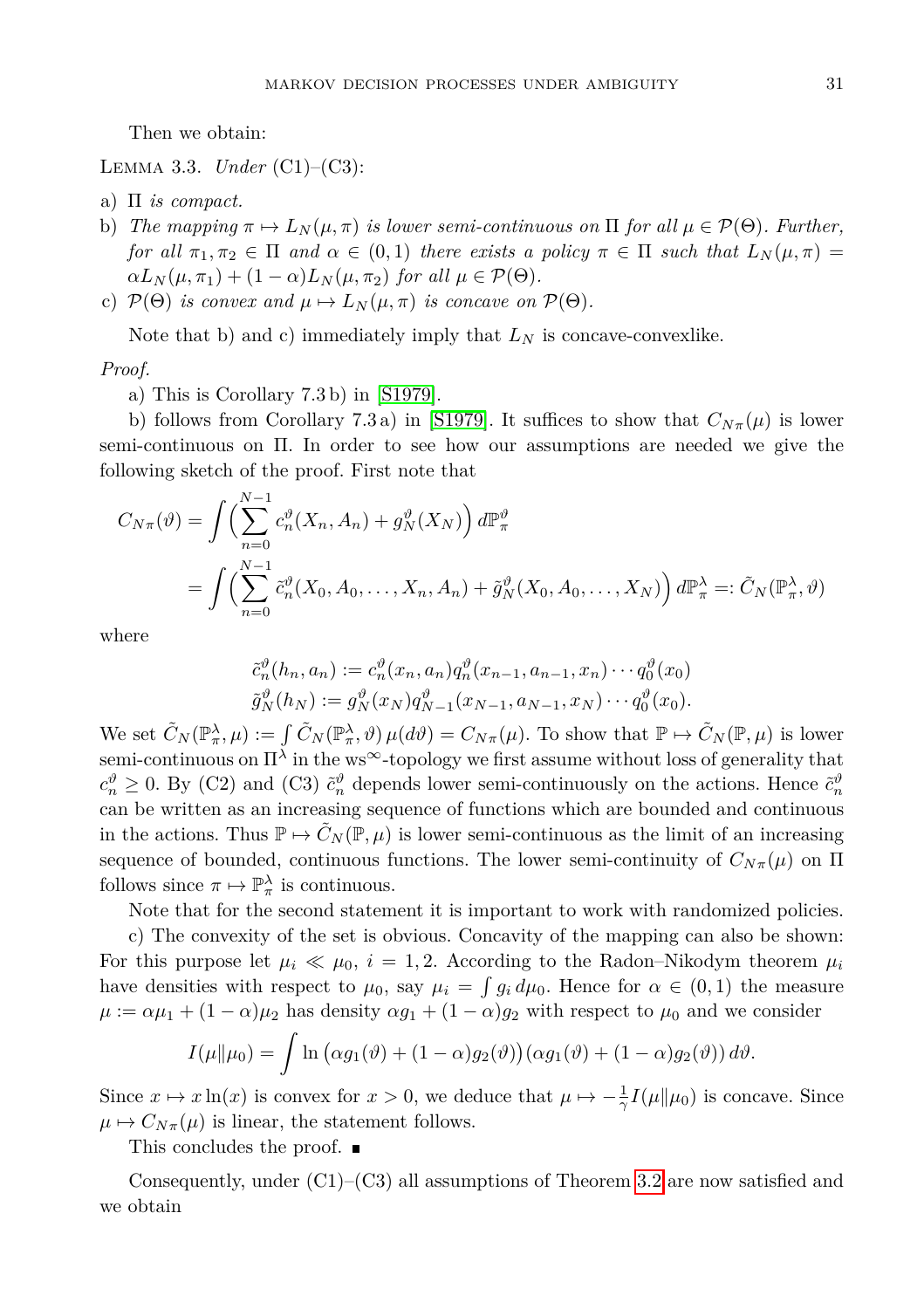Then we obtain:

Lemma 3.3. *Under* (C1)–(C3):

a) $\Pi$ *is compact.*

b) *The mapping* $\pi \mapsto L_N(\mu, \pi)$ *is lower semi-continuous on* $\Pi$ *for all* $\mu \in \mathcal{P}(\Theta)$*. Further, for all* $\pi_1, \pi_2 \in \Pi$ *and* $\alpha \in (0,1)$ *there exists a policy* $\pi \in \Pi$ *such that* $L_N(\mu, \pi) = \alpha L_N(\mu, \pi_1) + (1-\alpha) L_N(\mu, \pi_2)$ *for all* $\mu \in \mathcal{P}(\Theta)$*.*

c) $\mathcal{P}(\Theta)$ *is convex and* $\mu \mapsto L_N(\mu, \pi)$ *is concave on* $\mathcal{P}(\Theta)$*.*

Note that b) and c) immediately imply that $L_N$ is concave-convexlike.

*Proof.*

a) This is Corollary 7.3 b) in [S1979].

b) follows from Corollary 7.3 a) in [S1979]. It suffices to show that $C_{N\pi}(\mu)$ is lower semi-continuous on $\Pi$. In order to see how our assumptions are needed we give the following sketch of the proof. First note that

$$
\begin{aligned}
C_{N\pi}(\vartheta) &= \int \Big( \sum_{n=0}^{N-1} c_n^\vartheta(X_n, A_n) + g_N^\vartheta(X_N) \Big) \, d\mathbb{P}_\pi^\vartheta \\
&= \int \Big( \sum_{n=0}^{N-1} \tilde{c}_n^\vartheta(X_0, A_0, \ldots, X_n, A_n) + \tilde{g}_N^\vartheta(X_0, A_0, \ldots, X_N) \Big) \, d\mathbb{P}_\pi^\lambda =: \tilde{C}_N(\mathbb{P}_\pi^\lambda, \vartheta)
\end{aligned}
$$

where

$$
\begin{aligned}
\tilde{c}_n^\vartheta(h_n, a_n) &:= c_n^\vartheta(x_n, a_n) q_n^\vartheta(x_{n-1}, a_{n-1}, x_n) \cdots q_0^\vartheta(x_0) \\
\tilde{g}_N^\vartheta(h_N) &:= g_N^\vartheta(x_N) q_{N-1}^\vartheta(x_{N-1}, a_{N-1}, x_N) \cdots q_0^\vartheta(x_0).
\end{aligned}
$$

We set $\tilde{C}_N(\mathbb{P}_\pi^\lambda, \mu) := \int \tilde{C}_N(\mathbb{P}_\pi^\lambda, \vartheta) \, \mu(d\vartheta) = C_{N\pi}(\mu)$. To show that $\mathbb{P} \mapsto \tilde{C}_N(\mathbb{P}, \mu)$ is lower semi-continuous on $\Pi^\lambda$ in the ws$^\infty$-topology we first assume without loss of generality that $c_n^\vartheta \geq 0$. By (C2) and (C3) $\tilde{c}_n^\vartheta$ depends lower semi-continuously on the actions. Hence $\tilde{c}_n^\vartheta$ can be written as an increasing sequence of functions which are bounded and continuous in the actions. Thus $\mathbb{P} \mapsto \tilde{C}_N(\mathbb{P}, \mu)$ is lower semi-continuous as the limit of an increasing sequence of bounded, continuous functions. The lower semi-continuity of $C_{N\pi}(\mu)$ on $\Pi$ follows since $\pi \mapsto \mathbb{P}_\pi^\lambda$ is continuous.

Note that for the second statement it is important to work with randomized policies.

c) The convexity of the set is obvious. Concavity of the mapping can also be shown: For this purpose let $\mu_i \ll \mu_0$, $i = 1, 2$. According to the Radon–Nikodym theorem $\mu_i$ have densities with respect to $\mu_0$, say $\mu_i = \int g_i \, d\mu_0$. Hence for $\alpha \in (0,1)$ the measure $\mu := \alpha \mu_1 + (1-\alpha)\mu_2$ has density $\alpha g_1 + (1-\alpha) g_2$ with respect to $\mu_0$ and we consider

$$
I(\mu \| \mu_0) = \int \ln \big( \alpha g_1(\vartheta) + (1-\alpha) g_2(\vartheta) \big) \big( \alpha g_1(\vartheta) + (1-\alpha) g_2(\vartheta) \big) \, d\vartheta.
$$

Since $x \mapsto x \ln(x)$ is convex for $x > 0$, we deduce that $\mu \mapsto -\frac{1}{\gamma} I(\mu \| \mu_0)$ is concave. Since $\mu \mapsto C_{N\pi}(\mu)$ is linear, the statement follows.

This concludes the proof. ∎

Consequently, under (C1)–(C3) all assumptions of Theorem 3.2 are now satisfied and we obtain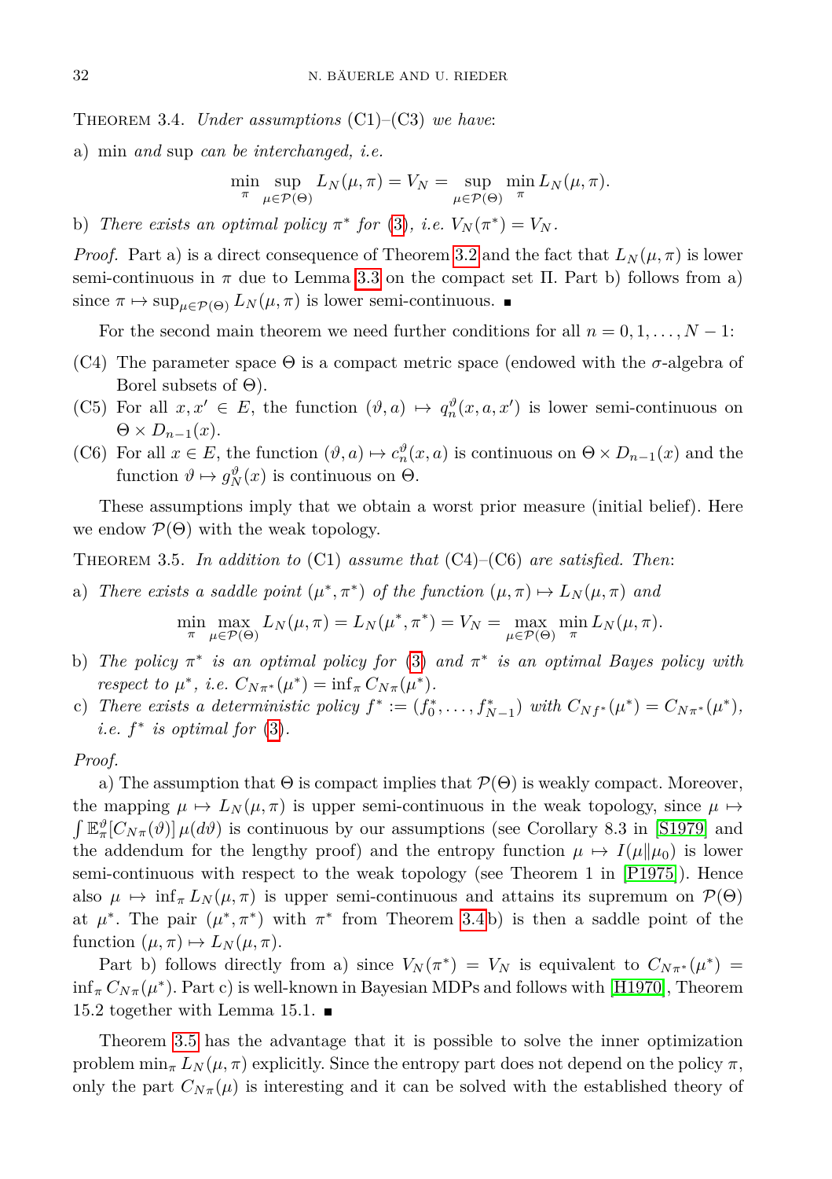Theorem 3.4. *Under assumptions* (C1)–(C3) *we have*:

a) min *and* sup *can be interchanged, i.e.*

$$\min_{\pi} \sup_{\mu\in\mathcal{P}(\Theta)} L_N(\mu,\pi) = V_N = \sup_{\mu\in\mathcal{P}(\Theta)} \min_{\pi} L_N(\mu,\pi).$$

b) *There exists an optimal policy* $\pi^*$ *for* (3), *i.e.* $V_N(\pi^*) = V_N$.

*Proof.* Part a) is a direct consequence of Theorem 3.2 and the fact that $L_N(\mu,\pi)$ is lower semi-continuous in $\pi$ due to Lemma 3.3 on the compact set $\Pi$. Part b) follows from a) since $\pi \mapsto \sup_{\mu\in\mathcal{P}(\Theta)} L_N(\mu,\pi)$ is lower semi-continuous. ∎

For the second main theorem we need further conditions for all $n = 0,1,\dots,N-1$:

(C4) The parameter space $\Theta$ is a compact metric space (endowed with the $\sigma$-algebra of Borel subsets of $\Theta$).

(C5) For all $x,x' \in E$, the function $(\vartheta,a) \mapsto q_n^\vartheta(x,a,x')$ is lower semi-continuous on $\Theta \times D_{n-1}(x)$.

(C6) For all $x \in E$, the function $(\vartheta,a) \mapsto c_n^\vartheta(x,a)$ is continuous on $\Theta \times D_{n-1}(x)$ and the function $\vartheta \mapsto g_N^\vartheta(x)$ is continuous on $\Theta$.

These assumptions imply that we obtain a worst prior measure (initial belief). Here we endow $\mathcal{P}(\Theta)$ with the weak topology.

Theorem 3.5. *In addition to* (C1) *assume that* (C4)–(C6) *are satisfied. Then*:

a) *There exists a saddle point* $(\mu^*,\pi^*)$ *of the function* $(\mu,\pi) \mapsto L_N(\mu,\pi)$ *and*

$$\min_{\pi} \max_{\mu\in\mathcal{P}(\Theta)} L_N(\mu,\pi) = L_N(\mu^*,\pi^*) = V_N = \max_{\mu\in\mathcal{P}(\Theta)} \min_{\pi} L_N(\mu,\pi).$$

b) *The policy* $\pi^*$ *is an optimal policy for* (3) *and* $\pi^*$ *is an optimal Bayes policy with respect to* $\mu^*$, *i.e.* $C_{N\pi^*}(\mu^*) = \inf_\pi C_{N\pi}(\mu^*)$.

c) *There exists a deterministic policy* $f^* := (f_0^*,\dots,f_{N-1}^*)$ *with* $C_{Nf^*}(\mu^*) = C_{N\pi^*}(\mu^*)$, *i.e.* $f^*$ *is optimal for* (3).

*Proof.*

a) The assumption that $\Theta$ is compact implies that $\mathcal{P}(\Theta)$ is weakly compact. Moreover, the mapping $\mu \mapsto L_N(\mu,\pi)$ is upper semi-continuous in the weak topology, since $\mu \mapsto \int \mathbb{E}_\pi^\vartheta[C_{N\pi}(\vartheta)]\,\mu(d\vartheta)$ is continuous by our assumptions (see Corollary 8.3 in [S1979] and the addendum for the lengthy proof) and the entropy function $\mu \mapsto I(\mu\|\mu_0)$ is lower semi-continuous with respect to the weak topology (see Theorem 1 in [P1975]). Hence also $\mu \mapsto \inf_\pi L_N(\mu,\pi)$ is upper semi-continuous and attains its supremum on $\mathcal{P}(\Theta)$ at $\mu^*$. The pair $(\mu^*,\pi^*)$ with $\pi^*$ from Theorem 3.4b) is then a saddle point of the function $(\mu,\pi) \mapsto L_N(\mu,\pi)$.

Part b) follows directly from a) since $V_N(\pi^*) = V_N$ is equivalent to $C_{N\pi^*}(\mu^*) = \inf_\pi C_{N\pi}(\mu^*)$. Part c) is well-known in Bayesian MDPs and follows with [H1970], Theorem 15.2 together with Lemma 15.1. ∎

Theorem 3.5 has the advantage that it is possible to solve the inner optimization problem $\min_\pi L_N(\mu,\pi)$ explicitly. Since the entropy part does not depend on the policy $\pi$, only the part $C_{N\pi}(\mu)$ is interesting and it can be solved with the established theory of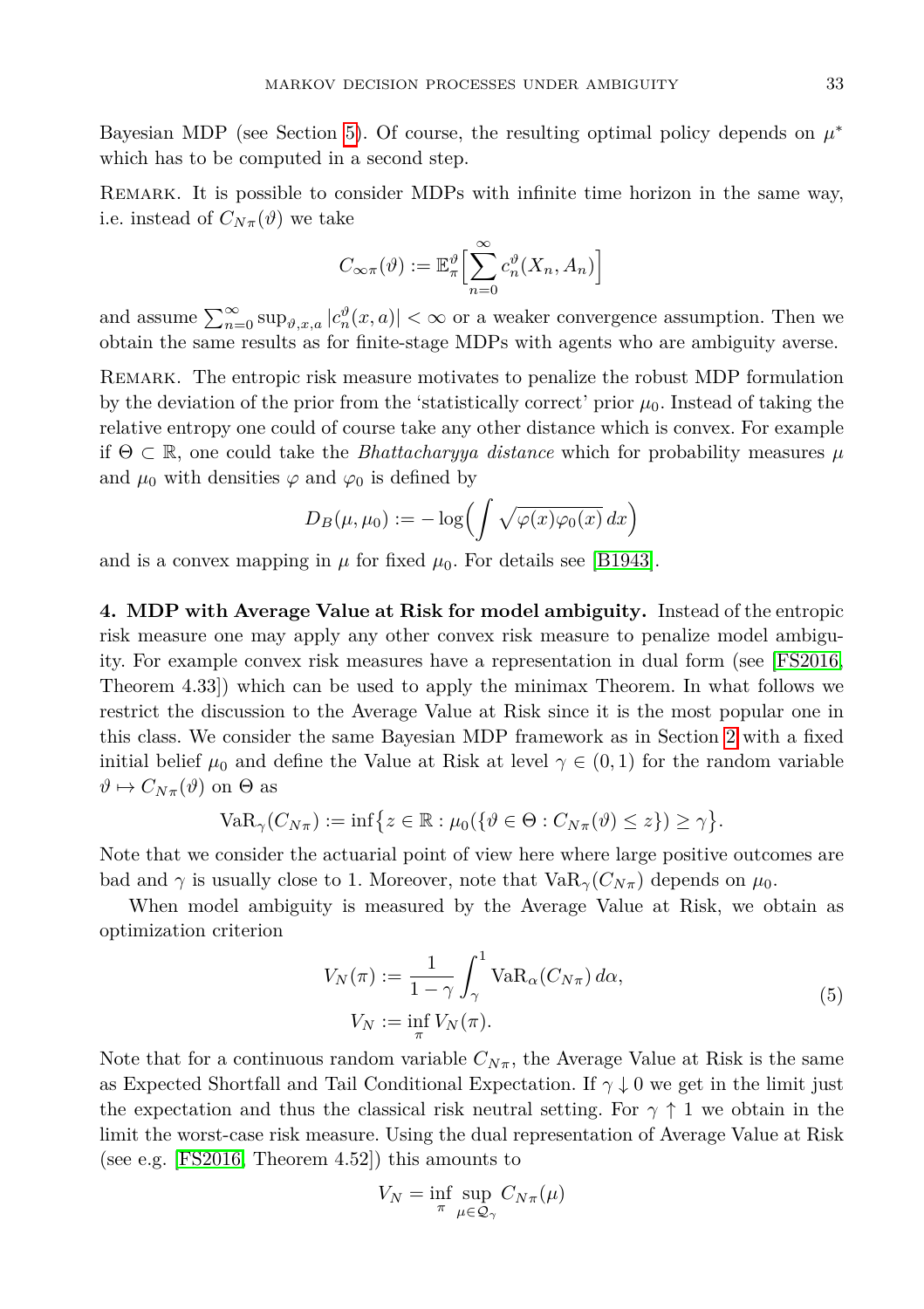Bayesian MDP (see Section 5). Of course, the resulting optimal policy depends on $\mu^*$ which has to be computed in a second step.

Remark. It is possible to consider MDPs with infinite time horizon in the same way, i.e. instead of $C_{N\pi}(\vartheta)$ we take

$$C_{\infty\pi}(\vartheta) := \mathbb{E}_\pi^\vartheta\Big[\sum_{n=0}^{\infty} c_n^\vartheta(X_n, A_n)\Big]$$

and assume $\sum_{n=0}^{\infty} \sup_{\vartheta,x,a} |c_n^\vartheta(x,a)| < \infty$ or a weaker convergence assumption. Then we obtain the same results as for finite-stage MDPs with agents who are ambiguity averse.

Remark. The entropic risk measure motivates to penalize the robust MDP formulation by the deviation of the prior from the 'statistically correct' prior $\mu_0$. Instead of taking the relative entropy one could of course take any other distance which is convex. For example if $\Theta \subset \mathbb{R}$, one could take the *Bhattacharyya distance* which for probability measures $\mu$ and $\mu_0$ with densities $\varphi$ and $\varphi_0$ is defined by

$$D_B(\mu, \mu_0) := -\log\Big(\int \sqrt{\varphi(x)\varphi_0(x)}\, dx\Big)$$

and is a convex mapping in $\mu$ for fixed $\mu_0$. For details see [B1943].

**4. MDP with Average Value at Risk for model ambiguity.** Instead of the entropic risk measure one may apply any other convex risk measure to penalize model ambiguity. For example convex risk measures have a representation in dual form (see [FS2016, Theorem 4.33]) which can be used to apply the minimax Theorem. In what follows we restrict the discussion to the Average Value at Risk since it is the most popular one in this class. We consider the same Bayesian MDP framework as in Section 2 with a fixed initial belief $\mu_0$ and define the Value at Risk at level $\gamma \in (0,1)$ for the random variable $\vartheta \mapsto C_{N\pi}(\vartheta)$ on $\Theta$ as

$$\mathrm{VaR}_\gamma(C_{N\pi}) := \inf\big\{z \in \mathbb{R} : \mu_0(\{\vartheta \in \Theta : C_{N\pi}(\vartheta) \le z\}) \ge \gamma\big\}.$$

Note that we consider the actuarial point of view here where large positive outcomes are bad and $\gamma$ is usually close to 1. Moreover, note that $\mathrm{VaR}_\gamma(C_{N\pi})$ depends on $\mu_0$.

When model ambiguity is measured by the Average Value at Risk, we obtain as optimization criterion

$$\begin{aligned} V_N(\pi) &:= \frac{1}{1-\gamma}\int_\gamma^1 \mathrm{VaR}_\alpha(C_{N\pi})\, d\alpha, \\ V_N &:= \inf_\pi V_N(\pi). \end{aligned} \tag{5}$$

Note that for a continuous random variable $C_{N\pi}$, the Average Value at Risk is the same as Expected Shortfall and Tail Conditional Expectation. If $\gamma \downarrow 0$ we get in the limit just the expectation and thus the classical risk neutral setting. For $\gamma \uparrow 1$ we obtain in the limit the worst-case risk measure. Using the dual representation of Average Value at Risk (see e.g. [FS2016, Theorem 4.52]) this amounts to

$$V_N = \inf_\pi \sup_{\mu \in \mathcal{Q}_\gamma} C_{N\pi}(\mu)$$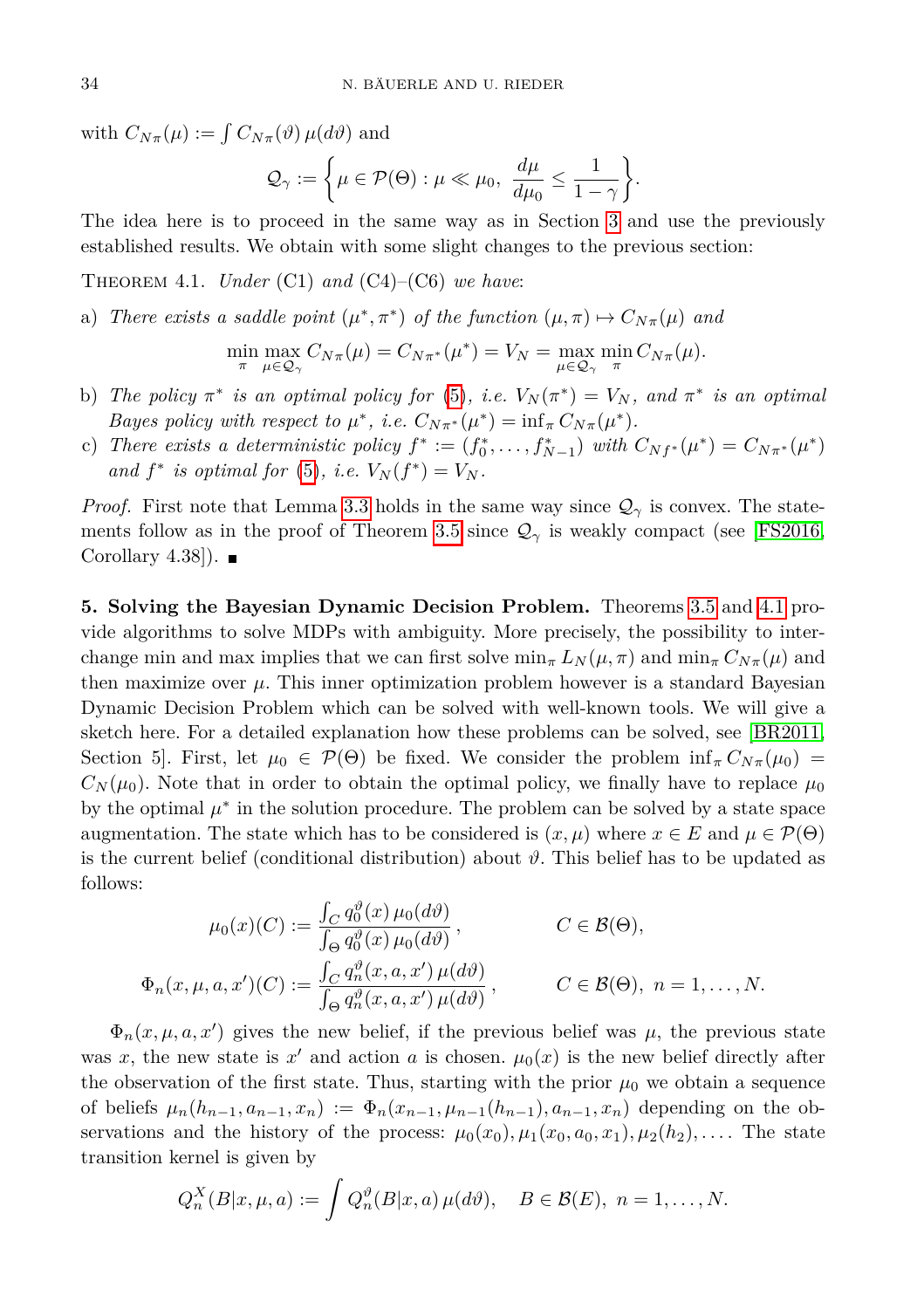with $C_{N\pi}(\mu) := \int C_{N\pi}(\vartheta)\,\mu(d\vartheta)$ and

$$\mathcal{Q}_\gamma := \left\{ \mu \in \mathcal{P}(\Theta) : \mu \ll \mu_0,\ \frac{d\mu}{d\mu_0} \le \frac{1}{1-\gamma} \right\}.$$

The idea here is to proceed in the same way as in Section 3 and use the previously established results. We obtain with some slight changes to the previous section:

THEOREM 4.1. *Under* (C1) *and* (C4)–(C6) *we have*:

a) *There exists a saddle point* $(\mu^*, \pi^*)$ *of the function* $(\mu, \pi) \mapsto C_{N\pi}(\mu)$ *and*

$$\min_\pi \max_{\mu \in \mathcal{Q}_\gamma} C_{N\pi}(\mu) = C_{N\pi^*}(\mu^*) = V_N = \max_{\mu \in \mathcal{Q}_\gamma} \min_\pi C_{N\pi}(\mu).$$

b) *The policy* $\pi^*$ *is an optimal policy for* (5), *i.e.* $V_N(\pi^*) = V_N$, *and* $\pi^*$ *is an optimal Bayes policy with respect to* $\mu^*$, *i.e.* $C_{N\pi^*}(\mu^*) = \inf_\pi C_{N\pi}(\mu^*)$.

c) *There exists a deterministic policy* $f^* := (f_0^*, \ldots, f_{N-1}^*)$ *with* $C_{Nf^*}(\mu^*) = C_{N\pi^*}(\mu^*)$ *and* $f^*$ *is optimal for* (5), *i.e.* $V_N(f^*) = V_N$.

*Proof.* First note that Lemma 3.3 holds in the same way since $\mathcal{Q}_\gamma$ is convex. The statements follow as in the proof of Theorem 3.5 since $\mathcal{Q}_\gamma$ is weakly compact (see [FS2016, Corollary 4.38]). ∎

**5. Solving the Bayesian Dynamic Decision Problem.** Theorems 3.5 and 4.1 provide algorithms to solve MDPs with ambiguity. More precisely, the possibility to interchange min and max implies that we can first solve $\min_\pi L_N(\mu, \pi)$ and $\min_\pi C_{N\pi}(\mu)$ and then maximize over $\mu$. This inner optimization problem however is a standard Bayesian Dynamic Decision Problem which can be solved with well-known tools. We will give a sketch here. For a detailed explanation how these problems can be solved, see [BR2011, Section 5]. First, let $\mu_0 \in \mathcal{P}(\Theta)$ be fixed. We consider the problem $\inf_\pi C_{N\pi}(\mu_0) = C_N(\mu_0)$. Note that in order to obtain the optimal policy, we finally have to replace $\mu_0$ by the optimal $\mu^*$ in the solution procedure. The problem can be solved by a state space augmentation. The state which has to be considered is $(x, \mu)$ where $x \in E$ and $\mu \in \mathcal{P}(\Theta)$ is the current belief (conditional distribution) about $\vartheta$. This belief has to be updated as follows:

$$\mu_0(x)(C) := \frac{\int_C q_0^\vartheta(x)\,\mu_0(d\vartheta)}{\int_\Theta q_0^\vartheta(x)\,\mu_0(d\vartheta)}, \qquad C \in \mathcal{B}(\Theta),$$

$$\Phi_n(x, \mu, a, x')(C) := \frac{\int_C q_n^\vartheta(x, a, x')\,\mu(d\vartheta)}{\int_\Theta q_n^\vartheta(x, a, x')\,\mu(d\vartheta)}, \qquad C \in \mathcal{B}(\Theta),\ n = 1, \ldots, N.$$

$\Phi_n(x, \mu, a, x')$ gives the new belief, if the previous belief was $\mu$, the previous state was $x$, the new state is $x'$ and action $a$ is chosen. $\mu_0(x)$ is the new belief directly after the observation of the first state. Thus, starting with the prior $\mu_0$ we obtain a sequence of beliefs $\mu_n(h_{n-1}, a_{n-1}, x_n) := \Phi_n(x_{n-1}, \mu_{n-1}(h_{n-1}), a_{n-1}, x_n)$ depending on the observations and the history of the process: $\mu_0(x_0), \mu_1(x_0, a_0, x_1), \mu_2(h_2), \ldots$. The state transition kernel is given by

$$Q_n^X(B|x, \mu, a) := \int Q_n^\vartheta(B|x, a)\,\mu(d\vartheta), \quad B \in \mathcal{B}(E),\ n = 1, \ldots, N.$$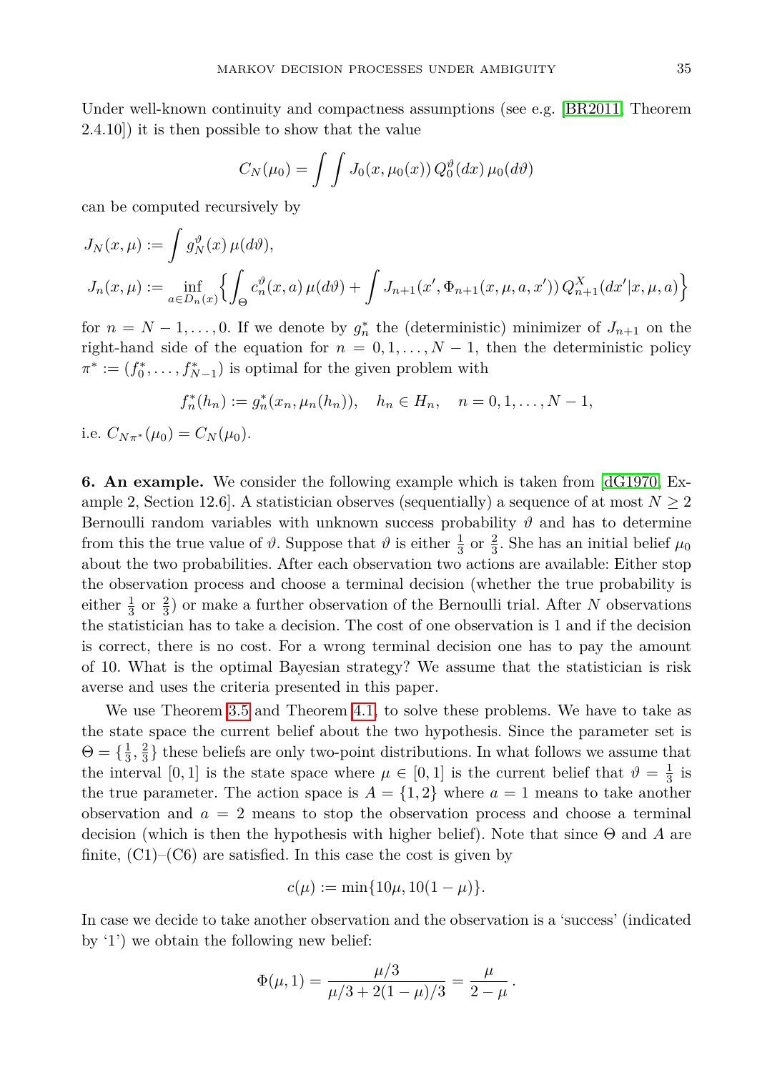Under well-known continuity and compactness assumptions (see e.g. [BR2011, Theorem 2.4.10]) it is then possible to show that the value

$$C_N(\mu_0) = \int \int J_0(x, \mu_0(x))\, Q_0^\vartheta(dx)\, \mu_0(d\vartheta)$$

can be computed recursively by

$$J_N(x, \mu) := \int g_N^\vartheta(x)\, \mu(d\vartheta),$$

$$J_n(x, \mu) := \inf_{a \in D_n(x)} \Big\{ \int_\Theta c_n^\vartheta(x, a)\, \mu(d\vartheta) + \int J_{n+1}(x', \Phi_{n+1}(x, \mu, a, x'))\, Q_{n+1}^X(dx'|x, \mu, a) \Big\}$$

for $n = N-1, \dots, 0$. If we denote by $g_n^*$ the (deterministic) minimizer of $J_{n+1}$ on the right-hand side of the equation for $n = 0, 1, \dots, N-1$, then the deterministic policy $\pi^* := (f_0^*, \dots, f_{N-1}^*)$ is optimal for the given problem with

$$f_n^*(h_n) := g_n^*(x_n, \mu_n(h_n)), \quad h_n \in H_n, \quad n = 0, 1, \dots, N-1,$$

i.e. $C_{N\pi^*}(\mu_0) = C_N(\mu_0)$.

**6. An example.** We consider the following example which is taken from [dG1970, Example 2, Section 12.6]. A statistician observes (sequentially) a sequence of at most $N \geq 2$ Bernoulli random variables with unknown success probability $\vartheta$ and has to determine from this the true value of $\vartheta$. Suppose that $\vartheta$ is either $\frac{1}{3}$ or $\frac{2}{3}$. She has an initial belief $\mu_0$ about the two probabilities. After each observation two actions are available: Either stop the observation process and choose a terminal decision (whether the true probability is either $\frac{1}{3}$ or $\frac{2}{3}$) or make a further observation of the Bernoulli trial. After $N$ observations the statistician has to take a decision. The cost of one observation is 1 and if the decision is correct, there is no cost. For a wrong terminal decision one has to pay the amount of 10. What is the optimal Bayesian strategy? We assume that the statistician is risk averse and uses the criteria presented in this paper.

We use Theorem 3.5 and Theorem 4.1, to solve these problems. We have to take as the state space the current belief about the two hypothesis. Since the parameter set is $\Theta = \{\frac{1}{3}, \frac{2}{3}\}$ these beliefs are only two-point distributions. In what follows we assume that the interval $[0, 1]$ is the state space where $\mu \in [0, 1]$ is the current belief that $\vartheta = \frac{1}{3}$ is the true parameter. The action space is $A = \{1, 2\}$ where $a = 1$ means to take another observation and $a = 2$ means to stop the observation process and choose a terminal decision (which is then the hypothesis with higher belief). Note that since $\Theta$ and $A$ are finite, (C1)–(C6) are satisfied. In this case the cost is given by

$$c(\mu) := \min\{10\mu, 10(1-\mu)\}.$$

In case we decide to take another observation and the observation is a 'success' (indicated by '1') we obtain the following new belief:

$$\Phi(\mu, 1) = \frac{\mu/3}{\mu/3 + 2(1-\mu)/3} = \frac{\mu}{2-\mu}\,.$$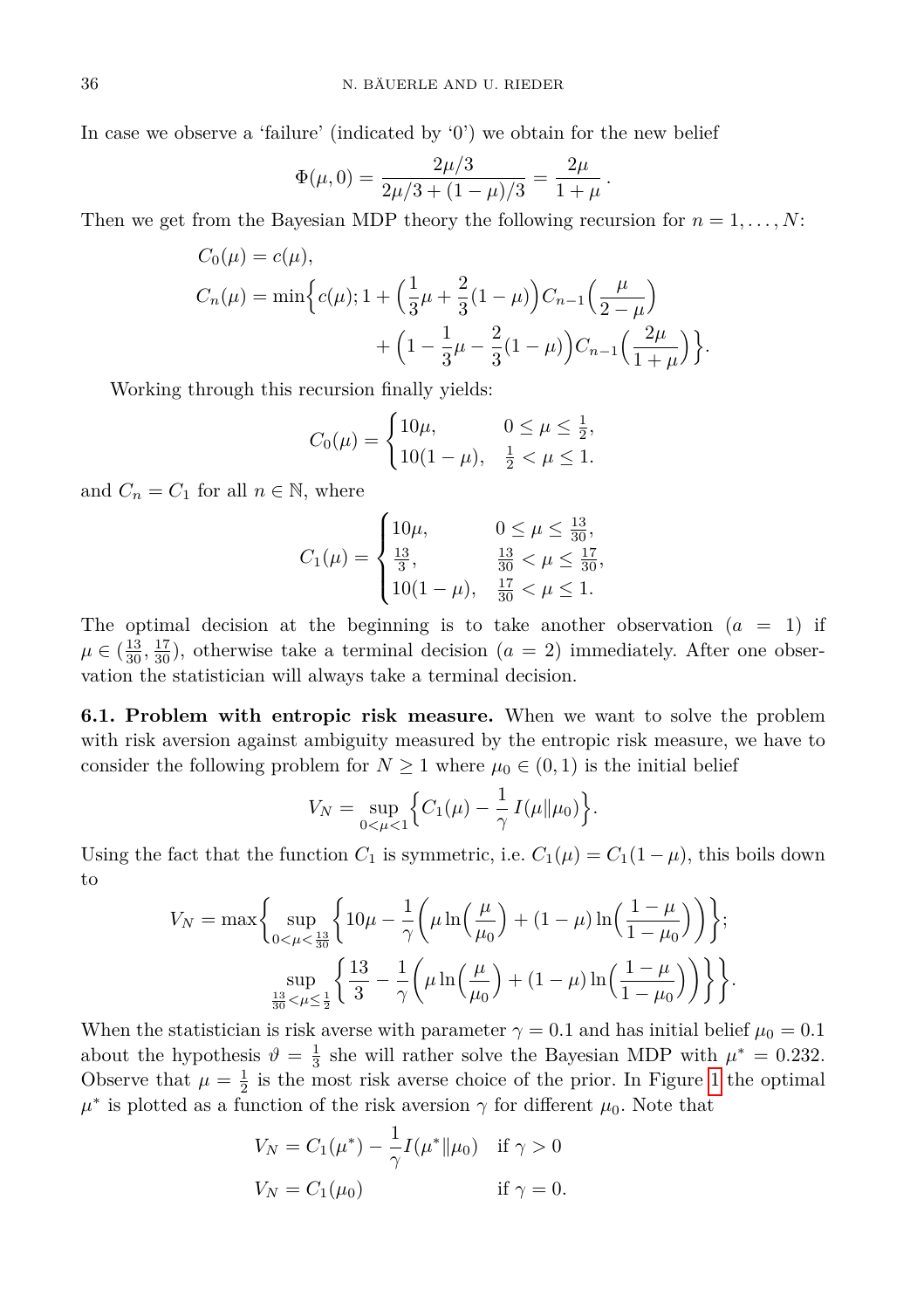In case we observe a 'failure' (indicated by '0') we obtain for the new belief

$$\Phi(\mu, 0) = \frac{2\mu/3}{2\mu/3 + (1-\mu)/3} = \frac{2\mu}{1+\mu}\,.$$

Then we get from the Bayesian MDP theory the following recursion for $n = 1, \ldots, N$:

$$\begin{aligned}
C_0(\mu) &= c(\mu),\\
C_n(\mu) &= \min\Big\{ c(\mu); 1 + \Big(\frac{1}{3}\mu + \frac{2}{3}(1-\mu)\Big) C_{n-1}\Big(\frac{\mu}{2-\mu}\Big)\\
&\qquad + \Big(1 - \frac{1}{3}\mu - \frac{2}{3}(1-\mu)\Big) C_{n-1}\Big(\frac{2\mu}{1+\mu}\Big)\Big\}.
\end{aligned}$$

Working through this recursion finally yields:

$$C_0(\mu) = \begin{cases} 10\mu, & 0 \le \mu \le \frac{1}{2},\\ 10(1-\mu), & \frac{1}{2} < \mu \le 1. \end{cases}$$

and $C_n = C_1$ for all $n \in \mathbb{N}$, where

$$C_1(\mu) = \begin{cases} 10\mu, & 0 \le \mu \le \frac{13}{30},\\ \frac{13}{3}, & \frac{13}{30} < \mu \le \frac{17}{30},\\ 10(1-\mu), & \frac{17}{30} < \mu \le 1. \end{cases}$$

The optimal decision at the beginning is to take another observation ($a = 1$) if $\mu \in (\frac{13}{30}, \frac{17}{30})$, otherwise take a terminal decision ($a = 2$) immediately. After one observation the statistician will always take a terminal decision.

**6.1. Problem with entropic risk measure.** When we want to solve the problem with risk aversion against ambiguity measured by the entropic risk measure, we have to consider the following problem for $N \ge 1$ where $\mu_0 \in (0,1)$ is the initial belief

$$V_N = \sup_{0<\mu<1} \Big\{ C_1(\mu) - \frac{1}{\gamma}\, I(\mu \| \mu_0) \Big\}.$$

Using the fact that the function $C_1$ is symmetric, i.e. $C_1(\mu) = C_1(1-\mu)$, this boils down to

$$\begin{aligned}
V_N = \max\Big\{ &\sup_{0<\mu<\frac{13}{30}} \Big\{ 10\mu - \frac{1}{\gamma}\Big( \mu \ln\Big(\frac{\mu}{\mu_0}\Big) + (1-\mu)\ln\Big(\frac{1-\mu}{1-\mu_0}\Big)\Big)\Big\};\\
&\sup_{\frac{13}{30}<\mu\le\frac{1}{2}} \Big\{ \frac{13}{3} - \frac{1}{\gamma}\Big( \mu \ln\Big(\frac{\mu}{\mu_0}\Big) + (1-\mu)\ln\Big(\frac{1-\mu}{1-\mu_0}\Big)\Big)\Big\}\Big\}.
\end{aligned}$$

When the statistician is risk averse with parameter $\gamma = 0.1$ and has initial belief $\mu_0 = 0.1$ about the hypothesis $\vartheta = \frac{1}{3}$ she will rather solve the Bayesian MDP with $\mu^* = 0.232$. Observe that $\mu = \frac{1}{2}$ is the most risk averse choice of the prior. In Figure 1 the optimal $\mu^*$ is plotted as a function of the risk aversion $\gamma$ for different $\mu_0$. Note that

$$\begin{aligned}
V_N &= C_1(\mu^*) - \frac{1}{\gamma} I(\mu^* \| \mu_0) \quad \text{if } \gamma > 0\\
V_N &= C_1(\mu_0) \qquad\qquad\qquad\quad\ \, \text{if } \gamma = 0.
\end{aligned}$$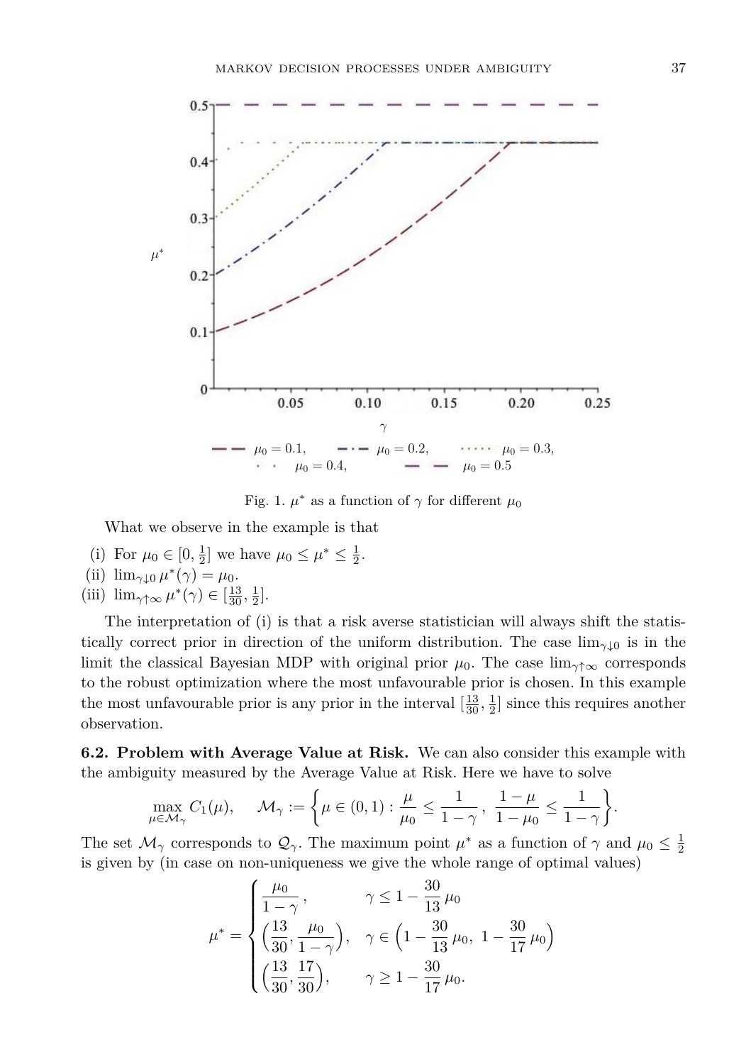Fig. 1. $\mu^*$ as a function of $\gamma$ for different $\mu_0$

What we observe in the example is that

(i) For $\mu_0 \in [0, \frac{1}{2}]$ we have $\mu_0 \le \mu^* \le \frac{1}{2}$.
(ii) $\lim_{\gamma \downarrow 0} \mu^*(\gamma) = \mu_0$.
(iii) $\lim_{\gamma \uparrow \infty} \mu^*(\gamma) \in [\frac{13}{30}, \frac{1}{2}]$.

The interpretation of (i) is that a risk averse statistician will always shift the statistically correct prior in direction of the uniform distribution. The case $\lim_{\gamma \downarrow 0}$ is in the limit the classical Bayesian MDP with original prior $\mu_0$. The case $\lim_{\gamma \uparrow \infty}$ corresponds to the robust optimization where the most unfavourable prior is chosen. In this example the most unfavourable prior is any prior in the interval $[\frac{13}{30}, \frac{1}{2}]$ since this requires another observation.

**6.2. Problem with Average Value at Risk.** We can also consider this example with the ambiguity measured by the Average Value at Risk. Here we have to solve

$$\max_{\mu \in \mathcal{M}_\gamma} C_1(\mu), \qquad \mathcal{M}_\gamma := \left\{ \mu \in (0,1) : \frac{\mu}{\mu_0} \le \frac{1}{1-\gamma}\,, \ \frac{1-\mu}{1-\mu_0} \le \frac{1}{1-\gamma} \right\}.$$

The set $\mathcal{M}_\gamma$ corresponds to $\mathcal{Q}_\gamma$. The maximum point $\mu^*$ as a function of $\gamma$ and $\mu_0 \le \frac{1}{2}$ is given by (in case on non-uniqueness we give the whole range of optimal values)

$$\mu^* = \begin{cases} \dfrac{\mu_0}{1-\gamma}\,, & \gamma \le 1 - \dfrac{30}{13}\mu_0 \\[2mm] \left( \dfrac{13}{30}, \dfrac{\mu_0}{1-\gamma} \right), & \gamma \in \left( 1 - \dfrac{30}{13}\mu_0,\ 1 - \dfrac{30}{17}\mu_0 \right) \\[2mm] \left( \dfrac{13}{30}, \dfrac{17}{30} \right), & \gamma \ge 1 - \dfrac{30}{17}\mu_0. \end{cases}$$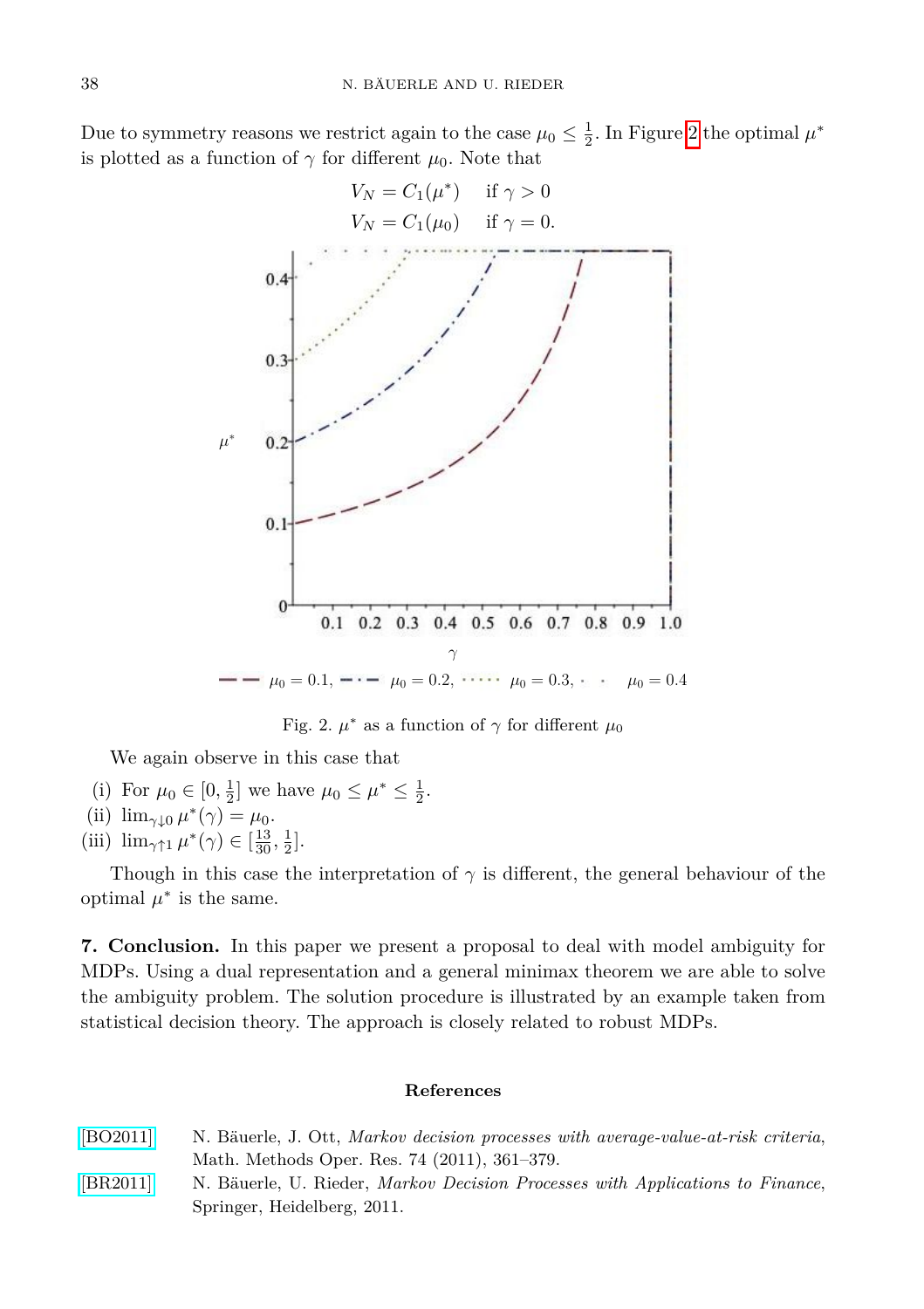Due to symmetry reasons we restrict again to the case $\mu_0 \leq \frac{1}{2}$. In Figure 2 the optimal $\mu^*$ is plotted as a function of $\gamma$ for different $\mu_0$. Note that

$$V_N = C_1(\mu^*) \quad \text{if } \gamma > 0$$
$$V_N = C_1(\mu_0) \quad \text{if } \gamma = 0.$$

Fig. 2. $\mu^*$ as a function of $\gamma$ for different $\mu_0$

We again observe in this case that

(i) For $\mu_0 \in [0, \frac{1}{2}]$ we have $\mu_0 \leq \mu^* \leq \frac{1}{2}$.
(ii) $\lim_{\gamma \downarrow 0} \mu^*(\gamma) = \mu_0$.
(iii) $\lim_{\gamma \uparrow 1} \mu^*(\gamma) \in [\frac{13}{30}, \frac{1}{2}]$.

Though in this case the interpretation of $\gamma$ is different, the general behaviour of the optimal $\mu^*$ is the same.

**7. Conclusion.** In this paper we present a proposal to deal with model ambiguity for MDPs. Using a dual representation and a general minimax theorem we are able to solve the ambiguity problem. The solution procedure is illustrated by an example taken from statistical decision theory. The approach is closely related to robust MDPs.

## References

[BO2011] N. Bäuerle, J. Ott, *Markov decision processes with average-value-at-risk criteria*, Math. Methods Oper. Res. 74 (2011), 361–379.

[BR2011] N. Bäuerle, U. Rieder, *Markov Decision Processes with Applications to Finance*, Springer, Heidelberg, 2011.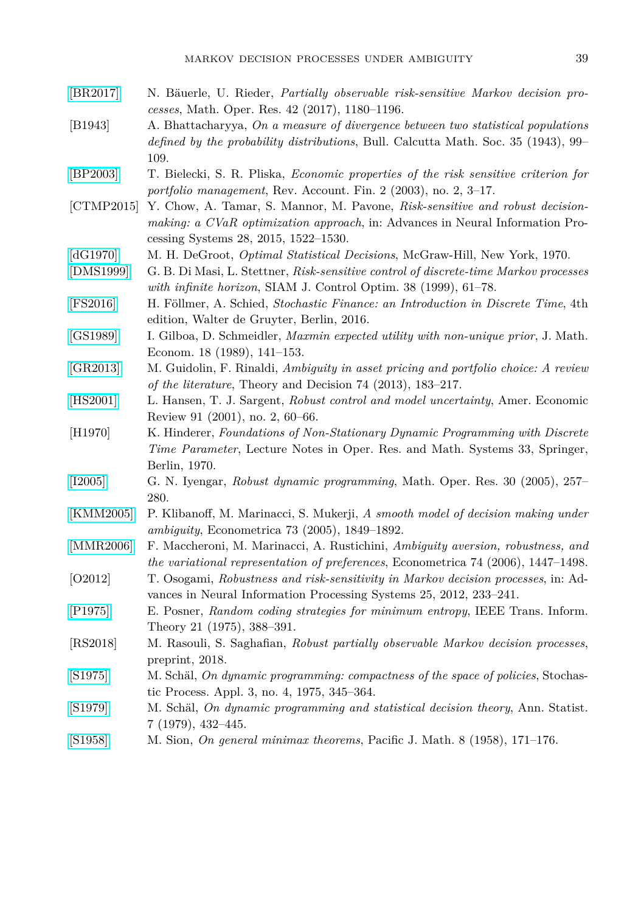[BR2017] N. Bäuerle, U. Rieder, *Partially observable risk-sensitive Markov decision processes*, Math. Oper. Res. 42 (2017), 1180–1196.

[B1943] A. Bhattacharyya, *On a measure of divergence between two statistical populations defined by the probability distributions*, Bull. Calcutta Math. Soc. 35 (1943), 99–109.

[BP2003] T. Bielecki, S. R. Pliska, *Economic properties of the risk sensitive criterion for portfolio management*, Rev. Account. Fin. 2 (2003), no. 2, 3–17.

[CTMP2015] Y. Chow, A. Tamar, S. Mannor, M. Pavone, *Risk-sensitive and robust decision-making: a CVaR optimization approach*, in: Advances in Neural Information Processing Systems 28, 2015, 1522–1530.

[dG1970] M. H. DeGroot, *Optimal Statistical Decisions*, McGraw-Hill, New York, 1970.

[DMS1999] G. B. Di Masi, L. Stettner, *Risk-sensitive control of discrete-time Markov processes with infinite horizon*, SIAM J. Control Optim. 38 (1999), 61–78.

[FS2016] H. Föllmer, A. Schied, *Stochastic Finance: an Introduction in Discrete Time*, 4th edition, Walter de Gruyter, Berlin, 2016.

[GS1989] I. Gilboa, D. Schmeidler, *Maxmin expected utility with non-unique prior*, J. Math. Econom. 18 (1989), 141–153.

[GR2013] M. Guidolin, F. Rinaldi, *Ambiguity in asset pricing and portfolio choice: A review of the literature*, Theory and Decision 74 (2013), 183–217.

[HS2001] L. Hansen, T. J. Sargent, *Robust control and model uncertainty*, Amer. Economic Review 91 (2001), no. 2, 60–66.

[H1970] K. Hinderer, *Foundations of Non-Stationary Dynamic Programming with Discrete Time Parameter*, Lecture Notes in Oper. Res. and Math. Systems 33, Springer, Berlin, 1970.

[I2005] G. N. Iyengar, *Robust dynamic programming*, Math. Oper. Res. 30 (2005), 257–280.

[KMM2005] P. Klibanoff, M. Marinacci, S. Mukerji, *A smooth model of decision making under ambiguity*, Econometrica 73 (2005), 1849–1892.

[MMR2006] F. Maccheroni, M. Marinacci, A. Rustichini, *Ambiguity aversion, robustness, and the variational representation of preferences*, Econometrica 74 (2006), 1447–1498.

[O2012] T. Osogami, *Robustness and risk-sensitivity in Markov decision processes*, in: Advances in Neural Information Processing Systems 25, 2012, 233–241.

[P1975] E. Posner, *Random coding strategies for minimum entropy*, IEEE Trans. Inform. Theory 21 (1975), 388–391.

[RS2018] M. Rasouli, S. Saghafian, *Robust partially observable Markov decision processes*, preprint, 2018.

[S1975] M. Schäl, *On dynamic programming: compactness of the space of policies*, Stochastic Process. Appl. 3, no. 4, 1975, 345–364.

[S1979] M. Schäl, *On dynamic programming and statistical decision theory*, Ann. Statist. 7 (1979), 432–445.

[S1958] M. Sion, *On general minimax theorems*, Pacific J. Math. 8 (1958), 171–176.